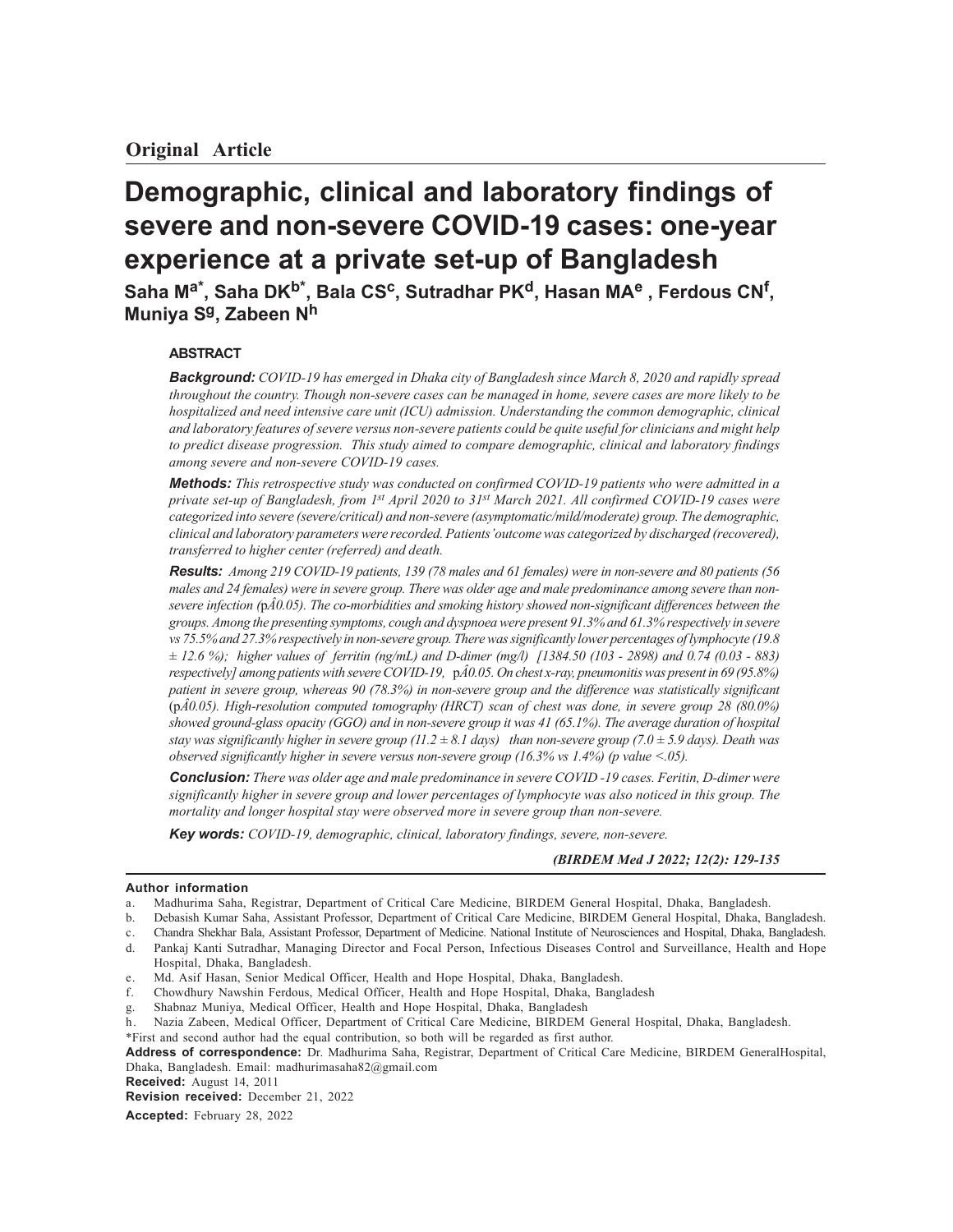## Original Article

# Demographic, clinical and laboratory findings of severe and non-severe COVID-19 cases: one-year experience at a private set-up of Bangladesh

**Saha M[a*], Saha DK[b*], Bala CS[c], Sutradhar PK[d], Hasan MA[e], Ferdous CN[f], Muniya S[g], Zabeen N[h]**

### ABSTRACT

***Background:*** *COVID-19 has emerged in Dhaka city of Bangladesh since March 8, 2020 and rapidly spread throughout the country. Though non-severe cases can be managed in home, severe cases are more likely to be hospitalized and need intensive care unit (ICU) admission. Understanding the common demographic, clinical and laboratory features of severe versus non-severe patients could be quite useful for clinicians and might help to predict disease progression. This study aimed to compare demographic, clinical and laboratory findings among severe and non-severe COVID-19 cases.*

***Methods:*** *This retrospective study was conducted on confirmed COVID-19 patients who were admitted in a private set-up of Bangladesh, from 1st April 2020 to 31st March 2021. All confirmed COVID-19 cases were categorized into severe (severe/critical) and non-severe (asymptomatic/mild/moderate) group. The demographic, clinical and laboratory parameters were recorded. Patients' outcome was categorized by discharged (recovered), transferred to higher center (referred) and death.*

***Results:*** *Among 219 COVID-19 patients, 139 (78 males and 61 females) were in non-severe and 80 patients (56 males and 24 females) were in severe group. There was older age and male predominance among severe than non-severe infection (pÂ0.05). The co-morbidities and smoking history showed non-significant differences between the groups. Among the presenting symptoms, cough and dyspnoea were present 91.3% and 61.3% respectively in severe vs 75.5% and 27.3% respectively in non-severe group. There was significantly lower percentages of lymphocyte (19.8 ± 12.6 %); higher values of ferritin (ng/mL) and D-dimer (mg/l) [1384.50 (103 - 2898) and 0.74 (0.03 - 883) respectively] among patients with severe COVID-19, pÂ0.05. On chest x-ray, pneumonitis was present in 69 (95.8%) patient in severe group, whereas 90 (78.3%) in non-severe group and the difference was statistically significant (pÂ0.05). High-resolution computed tomography (HRCT) scan of chest was done, in severe group 28 (80.0%) showed ground-glass opacity (GGO) and in non-severe group it was 41 (65.1%). The average duration of hospital stay was significantly higher in severe group (11.2 ± 8.1 days) than non-severe group (7.0 ± 5.9 days). Death was observed significantly higher in severe versus non-severe group (16.3% vs 1.4%) (p value <.05).*

***Conclusion:*** *There was older age and male predominance in severe COVID -19 cases. Feritin, D-dimer were significantly higher in severe group and lower percentages of lymphocyte was also noticed in this group. The mortality and longer hospital stay were observed more in severe group than non-severe.*

***Key words:*** *COVID-19, demographic, clinical, laboratory findings, severe, non-severe.*

***(BIRDEM Med J 2022; 12(2): 129-135***

**Author information**

a. Madhurima Saha, Registrar, Department of Critical Care Medicine, BIRDEM General Hospital, Dhaka, Bangladesh.
b. Debasish Kumar Saha, Assistant Professor, Department of Critical Care Medicine, BIRDEM General Hospital, Dhaka, Bangladesh.
c. Chandra Shekhar Bala, Assistant Professor, Department of Medicine. National Institute of Neurosciences and Hospital, Dhaka, Bangladesh.
d. Pankaj Kanti Sutradhar, Managing Director and Focal Person, Infectious Diseases Control and Surveillance, Health and Hope Hospital, Dhaka, Bangladesh.
e. Md. Asif Hasan, Senior Medical Officer, Health and Hope Hospital, Dhaka, Bangladesh.
f. Chowdhury Nawshin Ferdous, Medical Officer, Health and Hope Hospital, Dhaka, Bangladesh
g. Shabnaz Muniya, Medical Officer, Health and Hope Hospital, Dhaka, Bangladesh
h. Nazia Zabeen, Medical Officer, Department of Critical Care Medicine, BIRDEM General Hospital, Dhaka, Bangladesh.

*First and second author had the equal contribution, so both will be regarded as first author.

**Address of correspondence:** Dr. Madhurima Saha, Registrar, Department of Critical Care Medicine, BIRDEM GeneralHospital, Dhaka, Bangladesh. Email: madhurimasaha82@gmail.com

**Received:** August 14, 2011

**Revision received:** December 21, 2022

**Accepted:** February 28, 2022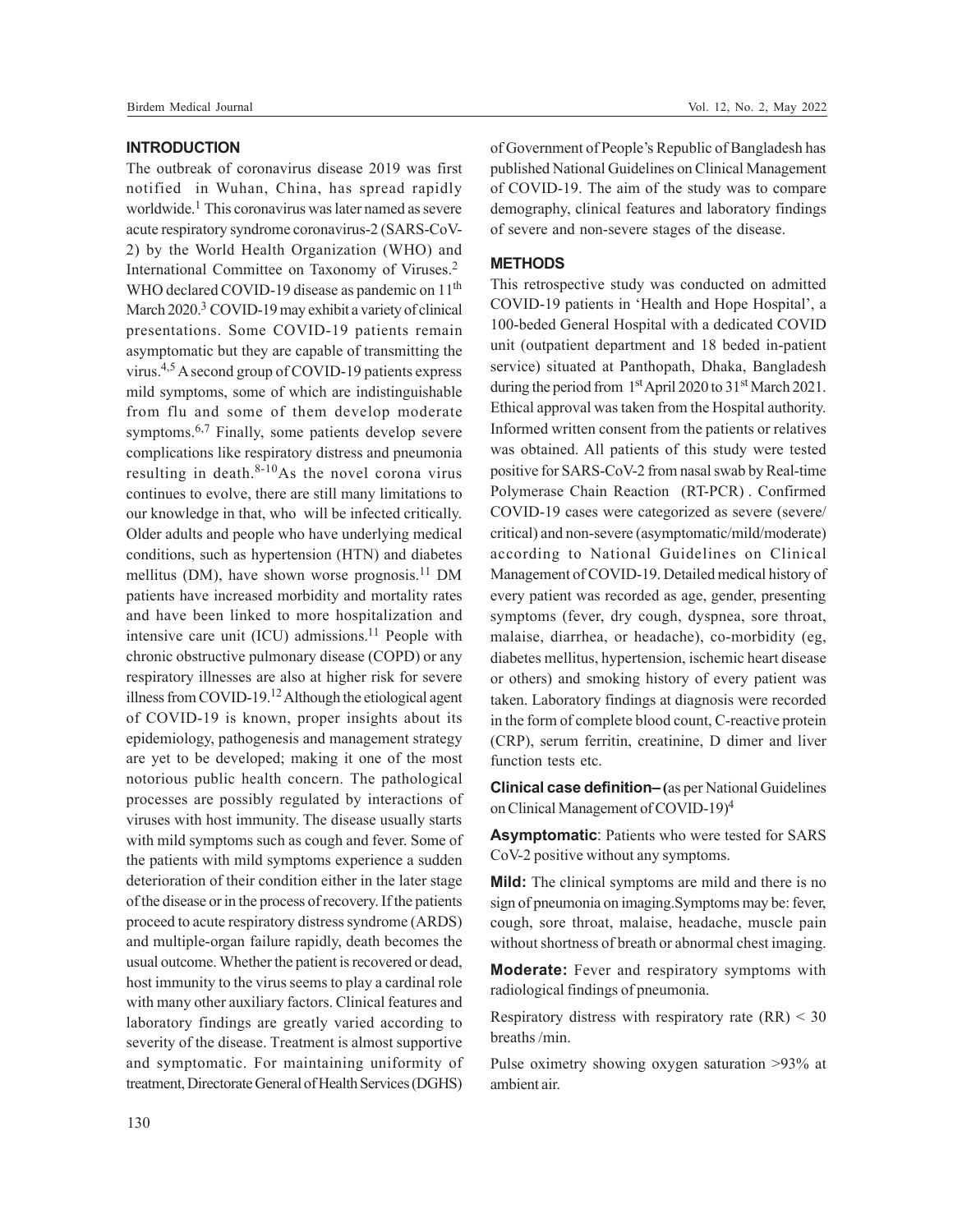## INTRODUCTION

The outbreak of coronavirus disease 2019 was first notified in Wuhan, China, has spread rapidly worldwide.[1] This coronavirus was later named as severe acute respiratory syndrome coronavirus-2 (SARS-CoV-2) by the World Health Organization (WHO) and International Committee on Taxonomy of Viruses.[2] WHO declared COVID-19 disease as pandemic on 11th March 2020.[3] COVID-19 may exhibit a variety of clinical presentations. Some COVID-19 patients remain asymptomatic but they are capable of transmitting the virus.[4,5] A second group of COVID-19 patients express mild symptoms, some of which are indistinguishable from flu and some of them develop moderate symptoms.[6,7] Finally, some patients develop severe complications like respiratory distress and pneumonia resulting in death.[8-10] As the novel corona virus continues to evolve, there are still many limitations to our knowledge in that, who will be infected critically. Older adults and people who have underlying medical conditions, such as hypertension (HTN) and diabetes mellitus (DM), have shown worse prognosis.[11] DM patients have increased morbidity and mortality rates and have been linked to more hospitalization and intensive care unit (ICU) admissions.[11] People with chronic obstructive pulmonary disease (COPD) or any respiratory illnesses are also at higher risk for severe illness from COVID-19.[12] Although the etiological agent of COVID-19 is known, proper insights about its epidemiology, pathogenesis and management strategy are yet to be developed; making it one of the most notorious public health concern. The pathological processes are possibly regulated by interactions of viruses with host immunity. The disease usually starts with mild symptoms such as cough and fever. Some of the patients with mild symptoms experience a sudden deterioration of their condition either in the later stage of the disease or in the process of recovery. If the patients proceed to acute respiratory distress syndrome (ARDS) and multiple-organ failure rapidly, death becomes the usual outcome. Whether the patient is recovered or dead, host immunity to the virus seems to play a cardinal role with many other auxiliary factors. Clinical features and laboratory findings are greatly varied according to severity of the disease. Treatment is almost supportive and symptomatic. For maintaining uniformity of treatment, Directorate General of Health Services (DGHS) of Government of People's Republic of Bangladesh has published National Guidelines on Clinical Management of COVID-19. The aim of the study was to compare demography, clinical features and laboratory findings of severe and non-severe stages of the disease.

## METHODS

This retrospective study was conducted on admitted COVID-19 patients in 'Health and Hope Hospital', a 100-beded General Hospital with a dedicated COVID unit (outpatient department and 18 beded in-patient service) situated at Panthopath, Dhaka, Bangladesh during the period from 1st April 2020 to 31st March 2021. Ethical approval was taken from the Hospital authority. Informed written consent from the patients or relatives was obtained. All patients of this study were tested positive for SARS-CoV-2 from nasal swab by Real-time Polymerase Chain Reaction (RT-PCR) . Confirmed COVID-19 cases were categorized as severe (severe/critical) and non-severe (asymptomatic/mild/moderate) according to National Guidelines on Clinical Management of COVID-19. Detailed medical history of every patient was recorded as age, gender, presenting symptoms (fever, dry cough, dyspnea, sore throat, malaise, diarrhea, or headache), co-morbidity (eg, diabetes mellitus, hypertension, ischemic heart disease or others) and smoking history of every patient was taken. Laboratory findings at diagnosis were recorded in the form of complete blood count, C-reactive protein (CRP), serum ferritin, creatinine, D dimer and liver function tests etc.

**Clinical case definition– (**as per National Guidelines on Clinical Management of COVID-19)[4]

**Asymptomatic**: Patients who were tested for SARS CoV-2 positive without any symptoms.

**Mild:** The clinical symptoms are mild and there is no sign of pneumonia on imaging.Symptoms may be: fever, cough, sore throat, malaise, headache, muscle pain without shortness of breath or abnormal chest imaging.

**Moderate:** Fever and respiratory symptoms with radiological findings of pneumonia.

Respiratory distress with respiratory rate (RR) < 30 breaths /min.

Pulse oximetry showing oxygen saturation >93% at ambient air.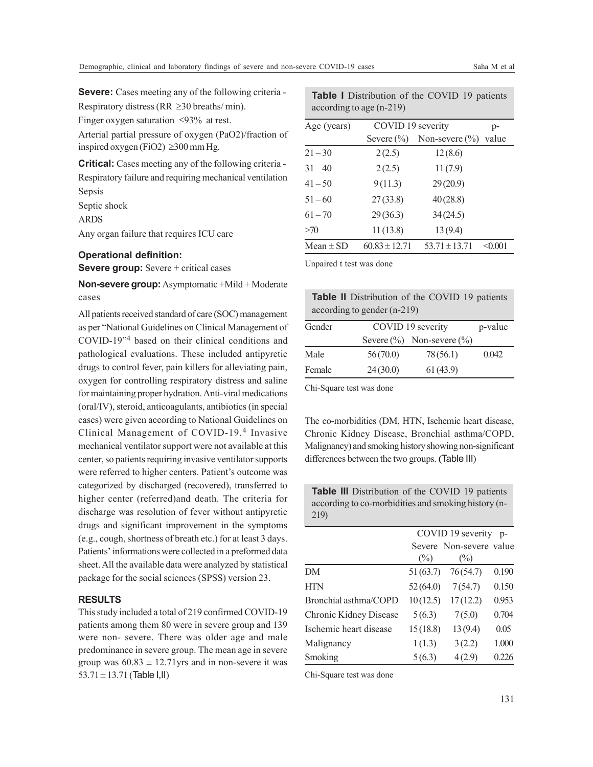**Severe:** Cases meeting any of the following criteria - Respiratory distress (RR ≥30 breaths/ min).

Finger oxygen saturation ≤93% at rest.

Arterial partial pressure of oxygen (PaO2)/fraction of inspired oxygen (FiO2) ≥300 mm Hg.

**Critical:** Cases meeting any of the following criteria - Respiratory failure and requiring mechanical ventilation

Sepsis

Septic shock

ARDS

Any organ failure that requires ICU care

### Operational definition:

**Severe group:** Severe + critical cases

**Non-severe group:** Asymptomatic +Mild + Moderate cases

All patients received standard of care (SOC) management as per "National Guidelines on Clinical Management of COVID-19"[4] based on their clinical conditions and pathological evaluations. These included antipyretic drugs to control fever, pain killers for alleviating pain, oxygen for controlling respiratory distress and saline for maintaining proper hydration. Anti-viral medications (oral/IV), steroid, anticoagulants, antibiotics (in special cases) were given according to National Guidelines on Clinical Management of COVID-19.[4] Invasive mechanical ventilator support were not available at this center, so patients requiring invasive ventilator supports were referred to higher centers. Patient's outcome was categorized by discharged (recovered), transferred to higher center (referred)and death. The criteria for discharge was resolution of fever without antipyretic drugs and significant improvement in the symptoms (e.g., cough, shortness of breath etc.) for at least 3 days. Patients' informations were collected in a preformed data sheet. All the available data were analyzed by statistical package for the social sciences (SPSS) version 23.

## RESULTS

This study included a total of 219 confirmed COVID-19 patients among them 80 were in severe group and 139 were non- severe. There was older age and male predominance in severe group. The mean age in severe group was 60.83 ± 12.71yrs and in non-severe it was 53.71 ± 13.71 (Table I,II)

**Table I** Distribution of the COVID 19 patients according to age (n-219)

| Age (years) | COVID 19 severity | | p-value |
|---|---|---|---|
| | Severe (%) | Non-severe (%) | |
| 21 – 30 | 2 (2.5) | 12 (8.6) | |
| 31 – 40 | 2 (2.5) | 11 (7.9) | |
| 41 – 50 | 9 (11.3) | 29 (20.9) | |
| 51 – 60 | 27 (33.8) | 40 (28.8) | |
| 61 – 70 | 29 (36.3) | 34 (24.5) | |
| >70 | 11 (13.8) | 13 (9.4) | |
| Mean ± SD | 60.83 ± 12.71 | 53.71 ± 13.71 | <0.001 |

Unpaired t test was done

**Table II** Distribution of the COVID 19 patients according to gender (n-219)

| Gender | COVID 19 severity | | p-value |
|---|---|---|---|
| | Severe (%) | Non-severe (%) | |
| Male | 56 (70.0) | 78 (56.1) | 0.042 |
| Female | 24 (30.0) | 61 (43.9) | |

Chi-Square test was done

The co-morbidities (DM, HTN, Ischemic heart disease, Chronic Kidney Disease, Bronchial asthma/COPD, Malignancy) and smoking history showing non-significant differences between the two groups. (Table III)

**Table III** Distribution of the COVID 19 patients according to co-morbidities and smoking history (n-219)

| | COVID 19 severity | | p-value |
|---|---|---|---|
| | Severe (%) | Non-severe (%) | |
| DM | 51 (63.7) | 76 (54.7) | 0.190 |
| HTN | 52 (64.0) | 7 (54.7) | 0.150 |
| Bronchial asthma/COPD | 10 (12.5) | 17 (12.2) | 0.953 |
| Chronic Kidney Disease | 5 (6.3) | 7 (5.0) | 0.704 |
| Ischemic heart disease | 15 (18.8) | 13 (9.4) | 0.05 |
| Malignancy | 1 (1.3) | 3 (2.2) | 1.000 |
| Smoking | 5 (6.3) | 4 (2.9) | 0.226 |

Chi-Square test was done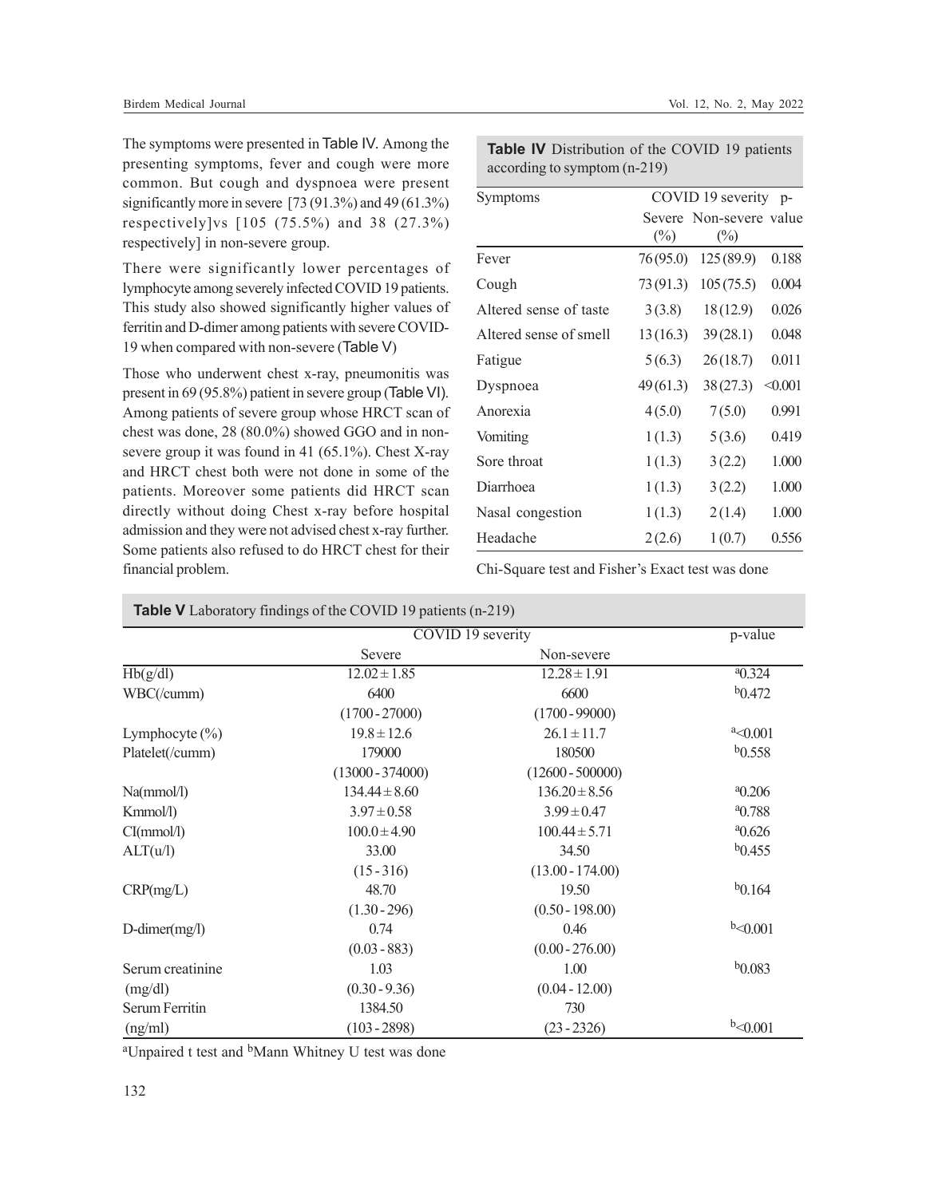The symptoms were presented in Table IV. Among the presenting symptoms, fever and cough were more common. But cough and dyspnoea were present significantly more in severe [73 (91.3%) and 49 (61.3%) respectively]vs [105 (75.5%) and 38 (27.3%) respectively] in non-severe group.

There were significantly lower percentages of lymphocyte among severely infected COVID 19 patients. This study also showed significantly higher values of ferritin and D-dimer among patients with severe COVID-19 when compared with non-severe (Table V)

Those who underwent chest x-ray, pneumonitis was present in 69 (95.8%) patient in severe group (Table VI). Among patients of severe group whose HRCT scan of chest was done, 28 (80.0%) showed GGO and in non-severe group it was found in 41 (65.1%). Chest X-ray and HRCT chest both were not done in some of the patients. Moreover some patients did HRCT scan directly without doing Chest x-ray before hospital admission and they were not advised chest x-ray further. Some patients also refused to do HRCT chest for their financial problem.

**Table IV** Distribution of the COVID 19 patients according to symptom (n-219)

| Symptoms | COVID 19 severity | | p-value |
|---|---|---|---|
| | Severe (%) | Non-severe (%) | |
| Fever | 76 (95.0) | 125 (89.9) | 0.188 |
| Cough | 73 (91.3) | 105 (75.5) | 0.004 |
| Altered sense of taste | 3 (3.8) | 18 (12.9) | 0.026 |
| Altered sense of smell | 13 (16.3) | 39 (28.1) | 0.048 |
| Fatigue | 5 (6.3) | 26 (18.7) | 0.011 |
| Dyspnoea | 49 (61.3) | 38 (27.3) | <0.001 |
| Anorexia | 4 (5.0) | 7 (5.0) | 0.991 |
| Vomiting | 1 (1.3) | 5 (3.6) | 0.419 |
| Sore throat | 1 (1.3) | 3 (2.2) | 1.000 |
| Diarrhoea | 1 (1.3) | 3 (2.2) | 1.000 |
| Nasal congestion | 1 (1.3) | 2 (1.4) | 1.000 |
| Headache | 2 (2.6) | 1 (0.7) | 0.556 |

Chi-Square test and Fisher's Exact test was done

**Table V** Laboratory findings of the COVID 19 patients (n-219)

| | COVID 19 severity | | p-value |
|---|---|---|---|
| | Severe | Non-severe | |
| Hb(g/dl) | 12.02 ± 1.85 | 12.28 ± 1.91 | [a]0.324 |
| WBC(/cumm) | 6400 (1700 - 27000) | 6600 (1700 - 99000) | [b]0.472 |
| Lymphocyte (%) | 19.8 ± 12.6 | 26.1 ± 11.7 | [a]<0.001 |
| Platelet(/cumm) | 179000 (13000 - 374000) | 180500 (12600 - 500000) | [b]0.558 |
| Na(mmol/l) | 134.44 ± 8.60 | 136.20 ± 8.56 | [a]0.206 |
| Kmmol/l) | 3.97 ± 0.58 | 3.99 ± 0.47 | [a]0.788 |
| Cl(mmol/l) | 100.0 ± 4.90 | 100.44 ± 5.71 | [a]0.626 |
| ALT(u/l) | 33.00 (15 - 316) | 34.50 (13.00 - 174.00) | [b]0.455 |
| CRP(mg/L) | 48.70 (1.30 - 296) | 19.50 (0.50 - 198.00) | [b]0.164 |
| D-dimer(mg/l) | 0.74 (0.03 - 883) | 0.46 (0.00 - 276.00) | [b]<0.001 |
| Serum creatinine (mg/dl) | 1.03 (0.30 - 9.36) | 1.00 (0.04 - 12.00) | [b]0.083 |
| Serum Ferritin (ng/ml) | 1384.50 (103 - 2898) | 730 (23 - 2326) | [b]<0.001 |

[a]Unpaired t test and [b]Mann Whitney U test was done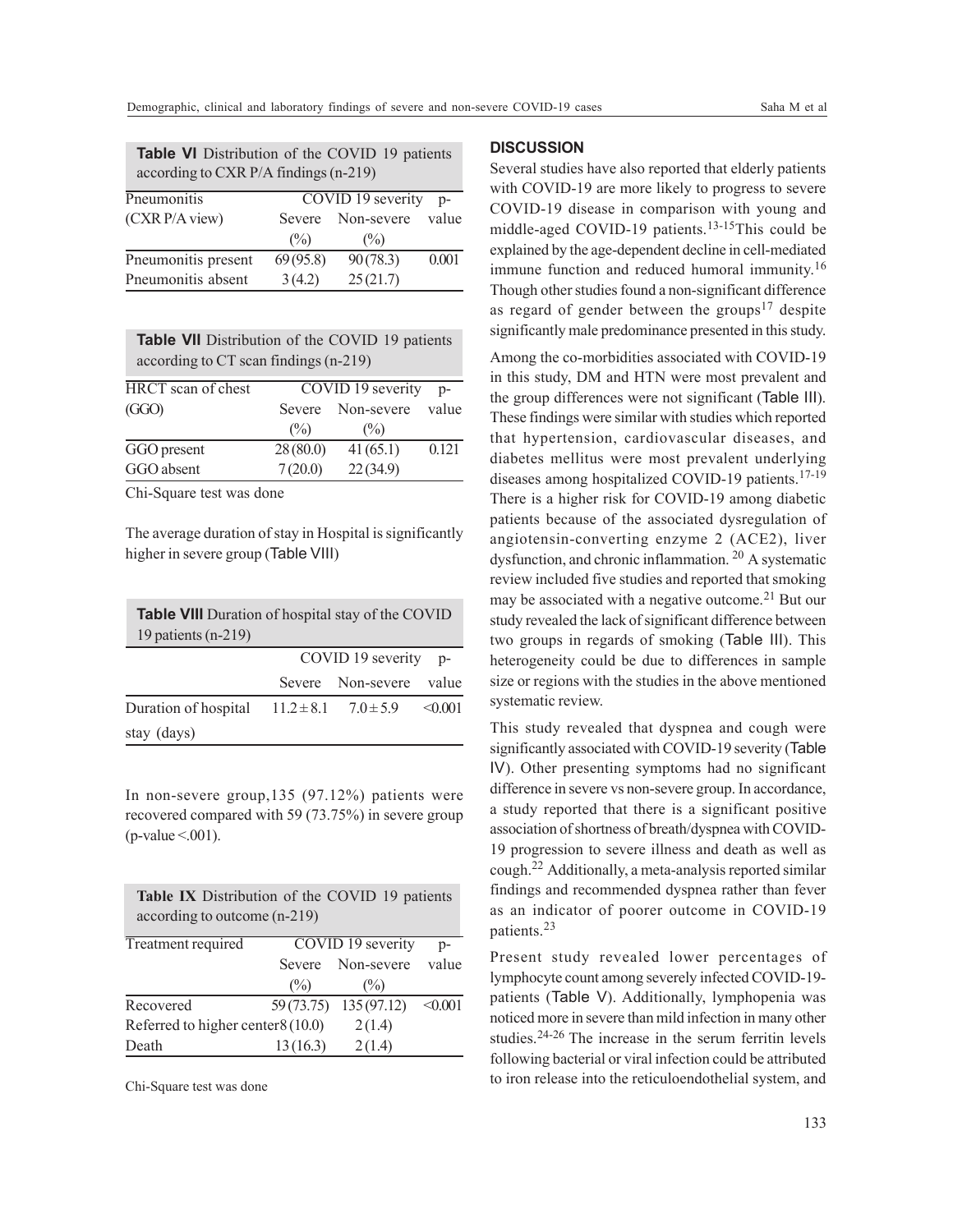**Table VI** Distribution of the COVID 19 patients according to CXR P/A findings (n-219)

| Pneumonitis (CXR P/A view) | COVID 19 severity | | p-value |
|---|---|---|---|
| | Severe (%) | Non-severe (%) | |
| Pneumonitis present | 69 (95.8) | 90 (78.3) | 0.001 |
| Pneumonitis absent | 3 (4.2) | 25 (21.7) | |

**Table VII** Distribution of the COVID 19 patients according to CT scan findings (n-219)

| HRCT scan of chest (GGO) | COVID 19 severity | | p-value |
|---|---|---|---|
| | Severe (%) | Non-severe (%) | |
| GGO present | 28 (80.0) | 41 (65.1) | 0.121 |
| GGO absent | 7 (20.0) | 22 (34.9) | |

Chi-Square test was done

The average duration of stay in Hospital is significantly higher in severe group (Table VIII)

**Table VIII** Duration of hospital stay of the COVID 19 patients (n-219)

| | COVID 19 severity | | p-value |
|---|---|---|---|
| | Severe | Non-severe | |
| Duration of hospital stay (days) | 11.2 ± 8.1 | 7.0 ± 5.9 | <0.001 |

In non-severe group,135 (97.12%) patients were recovered compared with 59 (73.75%) in severe group (p-value <.001).

**Table IX** Distribution of the COVID 19 patients according to outcome (n-219)

| Treatment required | COVID 19 severity | | p-value |
|---|---|---|---|
| | Severe (%) | Non-severe (%) | |
| Recovered | 59 (73.75) | 135 (97.12) | <0.001 |
| Referred to higher center | 8 (10.0) | 2 (1.4) | |
| Death | 13 (16.3) | 2 (1.4) | |

Chi-Square test was done

## DISCUSSION

Several studies have also reported that elderly patients with COVID-19 are more likely to progress to severe COVID-19 disease in comparison with young and middle-aged COVID-19 patients.[13-15] This could be explained by the age-dependent decline in cell-mediated immune function and reduced humoral immunity.[16] Though other studies found a non-significant difference as regard of gender between the groups[17] despite significantly male predominance presented in this study.

Among the co-morbidities associated with COVID-19 in this study, DM and HTN were most prevalent and the group differences were not significant (Table III). These findings were similar with studies which reported that hypertension, cardiovascular diseases, and diabetes mellitus were most prevalent underlying diseases among hospitalized COVID-19 patients.[17-19] There is a higher risk for COVID-19 among diabetic patients because of the associated dysregulation of angiotensin-converting enzyme 2 (ACE2), liver dysfunction, and chronic inflammation. [20] A systematic review included five studies and reported that smoking may be associated with a negative outcome.[21] But our study revealed the lack of significant difference between two groups in regards of smoking (Table III). This heterogeneity could be due to differences in sample size or regions with the studies in the above mentioned systematic review.

This study revealed that dyspnea and cough were significantly associated with COVID-19 severity (Table IV). Other presenting symptoms had no significant difference in severe vs non-severe group. In accordance, a study reported that there is a significant positive association of shortness of breath/dyspnea with COVID-19 progression to severe illness and death as well as cough.[22] Additionally, a meta-analysis reported similar findings and recommended dyspnea rather than fever as an indicator of poorer outcome in COVID-19 patients.[23]

Present study revealed lower percentages of lymphocyte count among severely infected COVID-19-patients (Table V). Additionally, lymphopenia was noticed more in severe than mild infection in many other studies.[24-26] The increase in the serum ferritin levels following bacterial or viral infection could be attributed to iron release into the reticuloendothelial system, and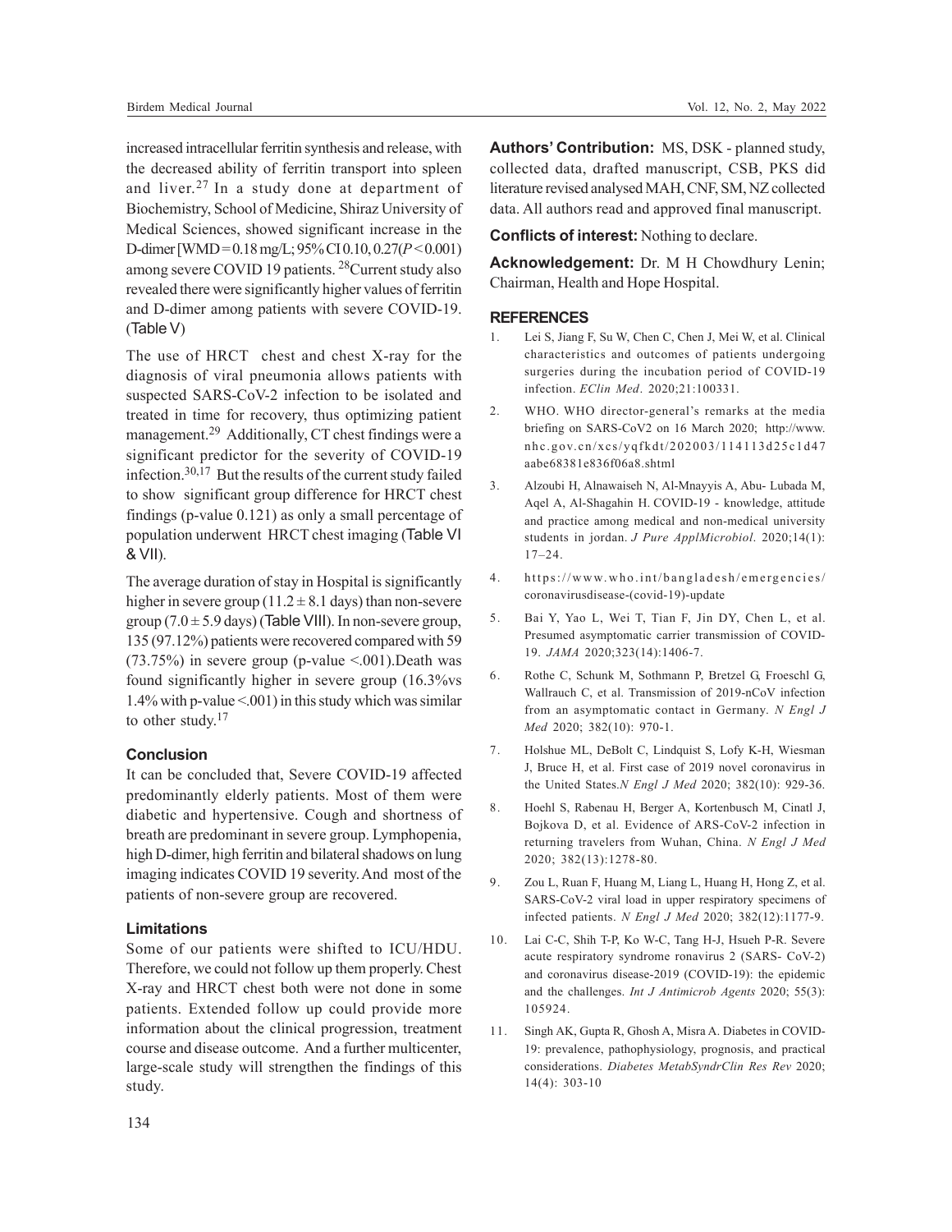increased intracellular ferritin synthesis and release, with the decreased ability of ferritin transport into spleen and liver.[27] In a study done at department of Biochemistry, School of Medicine, Shiraz University of Medical Sciences, showed significant increase in the D-dimer [WMD = 0.18 mg/L; 95% CI 0.10, 0.27($P < 0.001$) among severe COVID 19 patients. [28]Current study also revealed there were significantly higher values of ferritin and D-dimer among patients with severe COVID-19. (Table V)

The use of HRCT chest and chest X-ray for the diagnosis of viral pneumonia allows patients with suspected SARS-CoV-2 infection to be isolated and treated in time for recovery, thus optimizing patient management.[29] Additionally, CT chest findings were a significant predictor for the severity of COVID-19 infection.[30,17] But the results of the current study failed to show significant group difference for HRCT chest findings (p-value 0.121) as only a small percentage of population underwent HRCT chest imaging (Table VI & VII).

The average duration of stay in Hospital is significantly higher in severe group ($11.2 \pm 8.1$ days) than non-severe group ($7.0 \pm 5.9$ days) (Table VIII). In non-severe group, 135 (97.12%) patients were recovered compared with 59 (73.75%) in severe group (p-value <.001).Death was found significantly higher in severe group (16.3%vs 1.4% with p-value <.001) in this study which was similar to other study.[17]

### Conclusion

It can be concluded that, Severe COVID-19 affected predominantly elderly patients. Most of them were diabetic and hypertensive. Cough and shortness of breath are predominant in severe group. Lymphopenia, high D-dimer, high ferritin and bilateral shadows on lung imaging indicates COVID 19 severity. And most of the patients of non-severe group are recovered.

### Limitations

Some of our patients were shifted to ICU/HDU. Therefore, we could not follow up them properly. Chest X-ray and HRCT chest both were not done in some patients. Extended follow up could provide more information about the clinical progression, treatment course and disease outcome. And a further multicenter, large-scale study will strengthen the findings of this study.

**Authors' Contribution:** MS, DSK - planned study, collected data, drafted manuscript, CSB, PKS did literature revised analysed MAH, CNF, SM, NZ collected data. All authors read and approved final manuscript.

**Conflicts of interest:** Nothing to declare.

**Acknowledgement:** Dr. M H Chowdhury Lenin; Chairman, Health and Hope Hospital.

### REFERENCES

1. Lei S, Jiang F, Su W, Chen C, Chen J, Mei W, et al. Clinical characteristics and outcomes of patients undergoing surgeries during the incubation period of COVID-19 infection. *EClin Med*. 2020;21:100331.
2. WHO. WHO director-general's remarks at the media briefing on SARS-CoV2 on 16 March 2020; http://www.nhc.gov.cn/xcs/yqfkdt/202003/114113d25c1d47aabe68381e836f06a8.shtml
3. Alzoubi H, Alnawaiseh N, Al-Mnayyis A, Abu- Lubada M, Aqel A, Al-Shagahin H. COVID-19 - knowledge, attitude and practice among medical and non-medical university students in jordan. *J Pure ApplMicrobiol*. 2020;14(1): 17–24.
4. https://www.who.int/bangladesh/emergencies/coronavirusdisease-(covid-19)-update
5. Bai Y, Yao L, Wei T, Tian F, Jin DY, Chen L, et al. Presumed asymptomatic carrier transmission of COVID-19. *JAMA* 2020;323(14):1406-7.
6. Rothe C, Schunk M, Sothmann P, Bretzel G, Froeschl G, Wallrauch C, et al. Transmission of 2019-nCoV infection from an asymptomatic contact in Germany. *N Engl J Med* 2020; 382(10): 970-1.
7. Holshue ML, DeBolt C, Lindquist S, Lofy K-H, Wiesman J, Bruce H, et al. First case of 2019 novel coronavirus in the United States.*N Engl J Med* 2020; 382(10): 929-36.
8. Hoehl S, Rabenau H, Berger A, Kortenbusch M, Cinatl J, Bojkova D, et al. Evidence of ARS-CoV-2 infection in returning travelers from Wuhan, China. *N Engl J Med* 2020; 382(13):1278-80.
9. Zou L, Ruan F, Huang M, Liang L, Huang H, Hong Z, et al. SARS-CoV-2 viral load in upper respiratory specimens of infected patients. *N Engl J Med* 2020; 382(12):1177-9.
10. Lai C-C, Shih T-P, Ko W-C, Tang H-J, Hsueh P-R. Severe acute respiratory syndrome ronavirus 2 (SARS- CoV-2) and coronavirus disease-2019 (COVID-19): the epidemic and the challenges. *Int J Antimicrob Agents* 2020; 55(3): 105924.
11. Singh AK, Gupta R, Ghosh A, Misra A. Diabetes in COVID-19: prevalence, pathophysiology, prognosis, and practical considerations. *Diabetes MetabSyndrClin Res Rev* 2020; 14(4): 303-10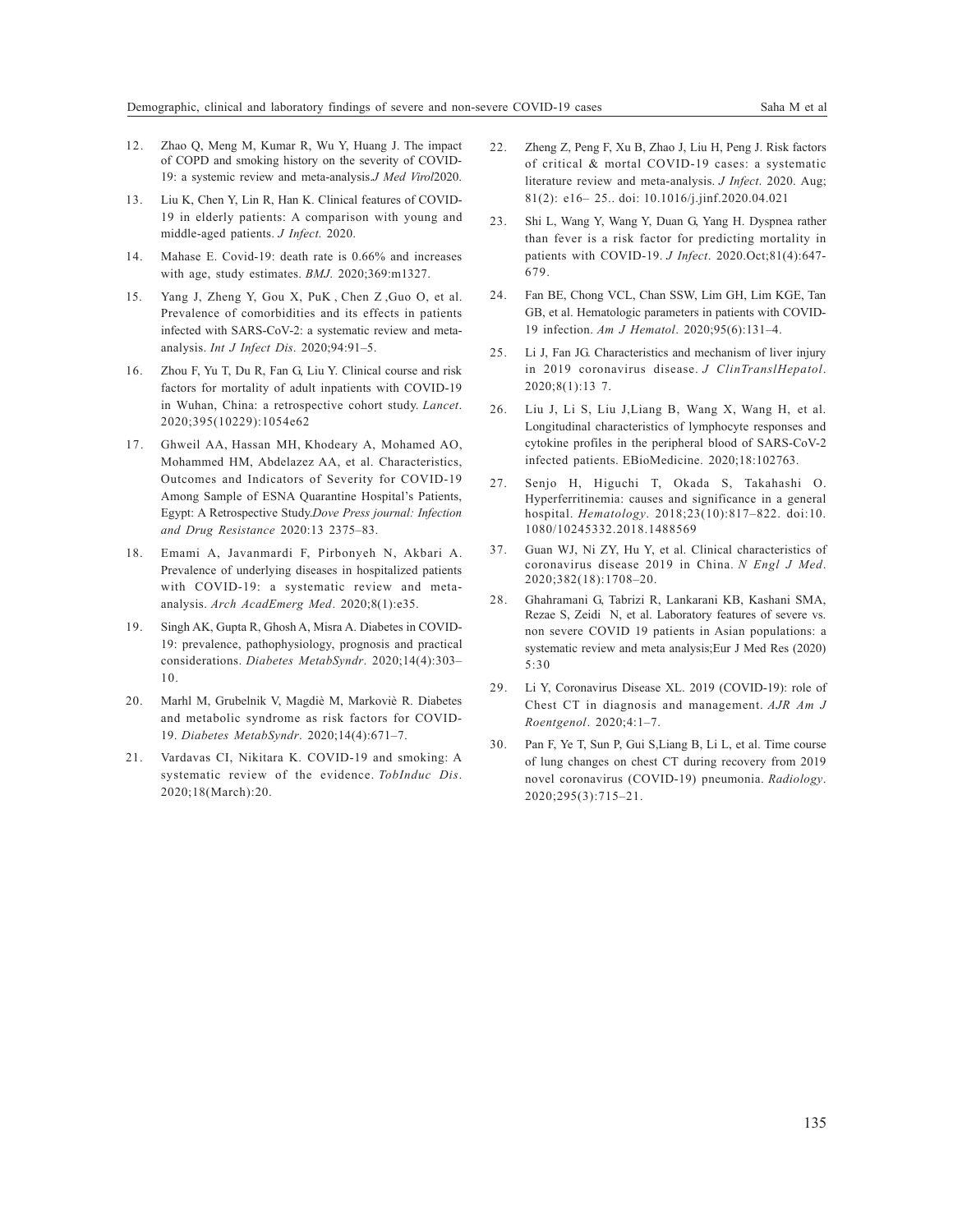12. Zhao Q, Meng M, Kumar R, Wu Y, Huang J. The impact of COPD and smoking history on the severity of COVID-19: a systemic review and meta-analysis.*J Med Virol*2020.

13. Liu K, Chen Y, Lin R, Han K. Clinical features of COVID-19 in elderly patients: A comparison with young and middle-aged patients. *J Infect.* 2020.

14. Mahase E. Covid-19: death rate is 0.66% and increases with age, study estimates. *BMJ.* 2020;369:m1327.

15. Yang J, Zheng Y, Gou X, PuK , Chen Z ,Guo O, et al. Prevalence of comorbidities and its effects in patients infected with SARS-CoV-2: a systematic review and meta-analysis. *Int J Infect Dis*. 2020;94:91–5.

16. Zhou F, Yu T, Du R, Fan G, Liu Y. Clinical course and risk factors for mortality of adult inpatients with COVID-19 in Wuhan, China: a retrospective cohort study. *Lancet*. 2020;395(10229):1054e62

17. Ghweil AA, Hassan MH, Khodeary A, Mohamed AO, Mohammed HM, Abdelazez AA, et al. Characteristics, Outcomes and Indicators of Severity for COVID-19 Among Sample of ESNA Quarantine Hospital's Patients, Egypt: A Retrospective Study.*Dove Press journal: Infection and Drug Resistance* 2020:13 2375–83.

18. Emami A, Javanmardi F, Pirbonyeh N, Akbari A. Prevalence of underlying diseases in hospitalized patients with COVID-19: a systematic review and meta-analysis. *Arch AcadEmerg Med*. 2020;8(1):e35.

19. Singh AK, Gupta R, Ghosh A, Misra A. Diabetes in COVID-19: prevalence, pathophysiology, prognosis and practical considerations. *Diabetes MetabSyndr*. 2020;14(4):303–10.

20. Marhl M, Grubelnik V, Magdiè M, Markoviè R. Diabetes and metabolic syndrome as risk factors for COVID-19. *Diabetes MetabSyndr*. 2020;14(4):671–7.

21. Vardavas CI, Nikitara K. COVID-19 and smoking: A systematic review of the evidence. *TobInduc Dis*. 2020;18(March):20.

22. Zheng Z, Peng F, Xu B, Zhao J, Liu H, Peng J. Risk factors of critical & mortal COVID-19 cases: a systematic literature review and meta-analysis. *J Infect*. 2020. Aug; 81(2): e16– 25.. doi: 10.1016/j.jinf.2020.04.021

23. Shi L, Wang Y, Wang Y, Duan G, Yang H. Dyspnea rather than fever is a risk factor for predicting mortality in patients with COVID-19. *J Infect*. 2020.Oct;81(4):647-679.

24. Fan BE, Chong VCL, Chan SSW, Lim GH, Lim KGE, Tan GB, et al. Hematologic parameters in patients with COVID-19 infection. *Am J Hematol*. 2020;95(6):131–4.

25. Li J, Fan JG. Characteristics and mechanism of liver injury in 2019 coronavirus disease. *J ClinTranslHepatol*. 2020;8(1):13 7.

26. Liu J, Li S, Liu J,Liang B, Wang X, Wang H, et al. Longitudinal characteristics of lymphocyte responses and cytokine profiles in the peripheral blood of SARS-CoV-2 infected patients. EBioMedicine. 2020;18:102763.

27. Senjo H, Higuchi T, Okada S, Takahashi O. Hyperferritinemia: causes and significance in a general hospital. *Hematology*. 2018;23(10):817–822. doi:10. 1080/10245332.2018.1488569

37. Guan WJ, Ni ZY, Hu Y, et al. Clinical characteristics of coronavirus disease 2019 in China. *N Engl J Med*. 2020;382(18):1708–20.

28. Ghahramani G, Tabrizi R, Lankarani KB, Kashani SMA, Rezae S, Zeidi N, et al. Laboratory features of severe vs. non severe COVID 19 patients in Asian populations: a systematic review and meta analysis;Eur J Med Res (2020) 5:30

29. Li Y, Coronavirus Disease XL. 2019 (COVID-19): role of Chest CT in diagnosis and management. *AJR Am J Roentgenol*. 2020;4:1–7.

30. Pan F, Ye T, Sun P, Gui S,Liang B, Li L, et al. Time course of lung changes on chest CT during recovery from 2019 novel coronavirus (COVID-19) pneumonia. *Radiology*. 2020;295(3):715–21.